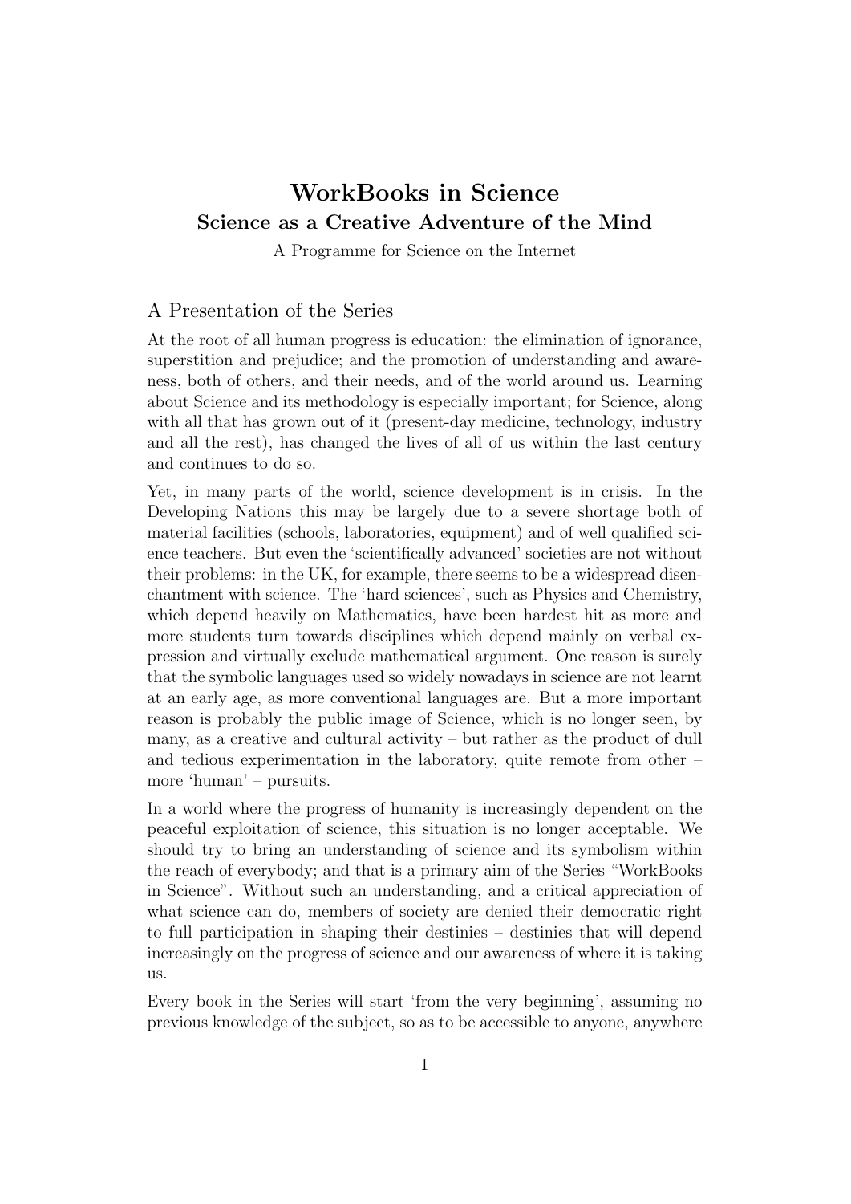# WorkBooks in Science

## Science as a Creative Adventure of the Mind

A Programme for Science on the Internet

### A Presentation of the Series

At the root of all human progress is education: the elimination of ignorance, superstition and prejudice; and the promotion of understanding and awareness, both of others, and their needs, and of the world around us. Learning about Science and its methodology is especially important; for Science, along with all that has grown out of it (present-day medicine, technology, industry and all the rest), has changed the lives of all of us within the last century and continues to do so.

Yet, in many parts of the world, science development is in crisis. In the Developing Nations this may be largely due to a severe shortage both of material facilities (schools, laboratories, equipment) and of well qualified science teachers. But even the 'scientifically advanced' societies are not without their problems: in the UK, for example, there seems to be a widespread disenchantment with science. The 'hard sciences', such as Physics and Chemistry, which depend heavily on Mathematics, have been hardest hit as more and more students turn towards disciplines which depend mainly on verbal expression and virtually exclude mathematical argument. One reason is surely that the symbolic languages used so widely nowadays in science are not learnt at an early age, as more conventional languages are. But a more important reason is probably the public image of Science, which is no longer seen, by many, as a creative and cultural activity – but rather as the product of dull and tedious experimentation in the laboratory, quite remote from other – more 'human' – pursuits.

In a world where the progress of humanity is increasingly dependent on the peaceful exploitation of science, this situation is no longer acceptable. We should try to bring an understanding of science and its symbolism within the reach of everybody; and that is a primary aim of the Series "WorkBooks in Science". Without such an understanding, and a critical appreciation of what science can do, members of society are denied their democratic right to full participation in shaping their destinies – destinies that will depend increasingly on the progress of science and our awareness of where it is taking us.

Every book in the Series will start 'from the very beginning', assuming no previous knowledge of the subject, so as to be accessible to anyone, anywhere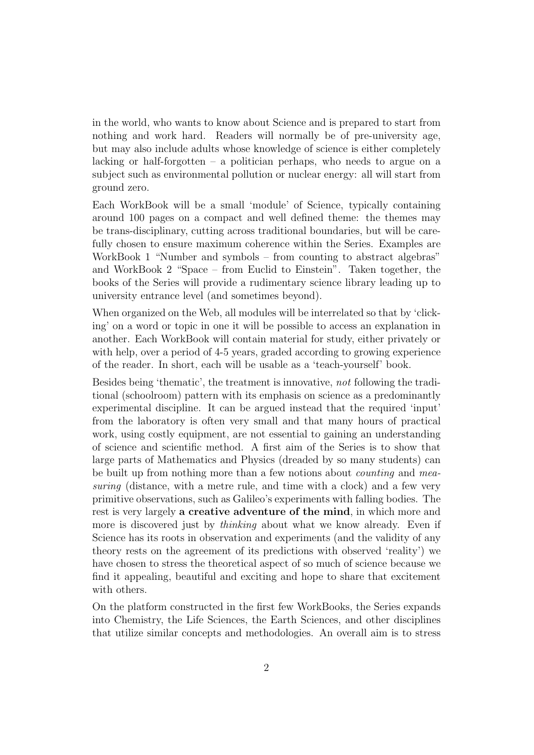in the world, who wants to know about Science and is prepared to start from nothing and work hard. Readers will normally be of pre-university age, but may also include adults whose knowledge of science is either completely lacking or half-forgotten – a politician perhaps, who needs to argue on a subject such as environmental pollution or nuclear energy: all will start from ground zero.

Each WorkBook will be a small 'module' of Science, typically containing around 100 pages on a compact and well defined theme: the themes may be trans-disciplinary, cutting across traditional boundaries, but will be carefully chosen to ensure maximum coherence within the Series. Examples are WorkBook 1 "Number and symbols – from counting to abstract algebras" and WorkBook 2 "Space – from Euclid to Einstein". Taken together, the books of the Series will provide a rudimentary science library leading up to university entrance level (and sometimes beyond).

When organized on the Web, all modules will be interrelated so that by 'clicking' on a word or topic in one it will be possible to access an explanation in another. Each WorkBook will contain material for study, either privately or with help, over a period of 4-5 years, graded according to growing experience of the reader. In short, each will be usable as a 'teach-yourself' book.

Besides being 'thematic', the treatment is innovative, *not* following the traditional (schoolroom) pattern with its emphasis on science as a predominantly experimental discipline. It can be argued instead that the required 'input' from the laboratory is often very small and that many hours of practical work, using costly equipment, are not essential to gaining an understanding of science and scientific method. A first aim of the Series is to show that large parts of Mathematics and Physics (dreaded by so many students) can be built up from nothing more than a few notions about *counting* and *measuring* (distance, with a metre rule, and time with a clock) and a few very primitive observations, such as Galileo's experiments with falling bodies. The rest is very largely **a creative adventure of the mind**, in which more and more is discovered just by *thinking* about what we know already. Even if Science has its roots in observation and experiments (and the validity of any theory rests on the agreement of its predictions with observed 'reality') we have chosen to stress the theoretical aspect of so much of science because we find it appealing, beautiful and exciting and hope to share that excitement with others.

On the platform constructed in the first few WorkBooks, the Series expands into Chemistry, the Life Sciences, the Earth Sciences, and other disciplines that utilize similar concepts and methodologies. An overall aim is to stress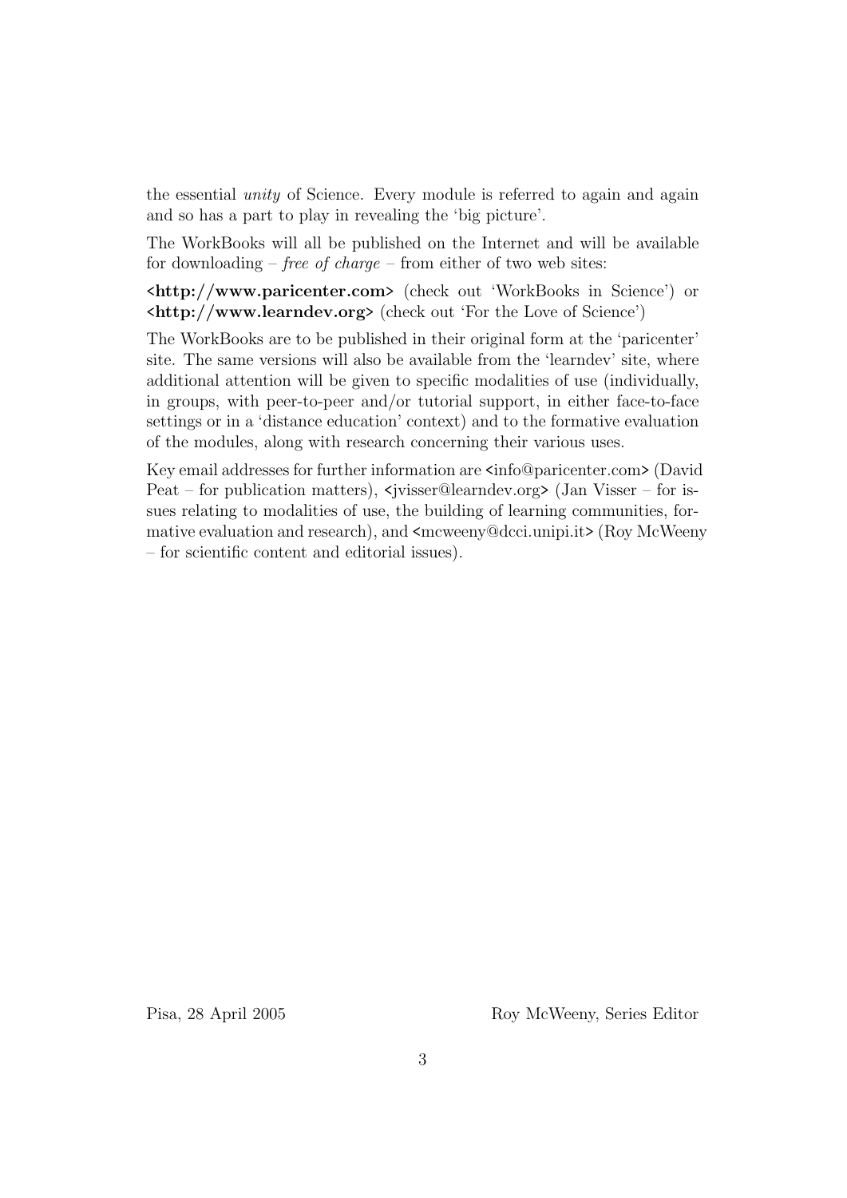the essential *unity* of Science. Every module is referred to again and again and so has a part to play in revealing the 'big picture'.

The WorkBooks will all be published on the Internet and will be available for downloading – *free of charge* – from either of two web sites:

**<http://www.paricenter.com>** (check out 'WorkBooks in Science') or **<http://www.learndev.org>** (check out 'For the Love of Science')

The WorkBooks are to be published in their original form at the 'paricenter' site. The same versions will also be available from the 'learndev' site, where additional attention will be given to specific modalities of use (individually, in groups, with peer-to-peer and/or tutorial support, in either face-to-face settings or in a 'distance education' context) and to the formative evaluation of the modules, along with research concerning their various uses.

Key email addresses for further information are <info@paricenter.com> (David Peat – for publication matters), <jvisser@learndev.org> (Jan Visser – for issues relating to modalities of use, the building of learning communities, formative evaluation and research), and <mcweeny@dcci.unipi.it> (Roy McWeeny – for scientific content and editorial issues).

Pisa, 28 April 2005 Roy McWeeny, Series Editor